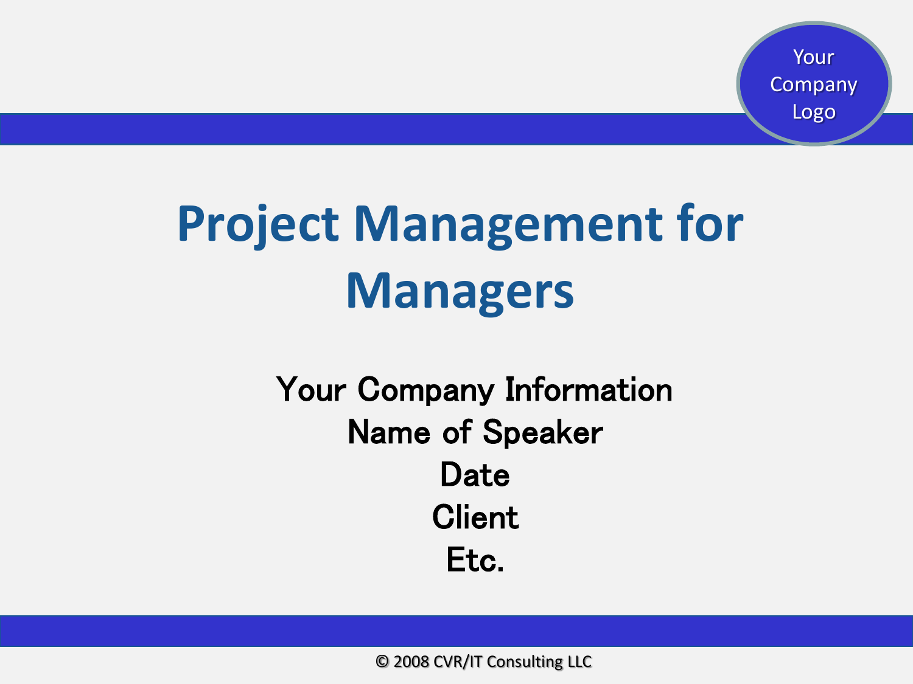Your Company Logo

# Project Management for Managers

Your Company Information
Name of Speaker
Date
Client
Etc.

© 2008 CVR/IT Consulting LLC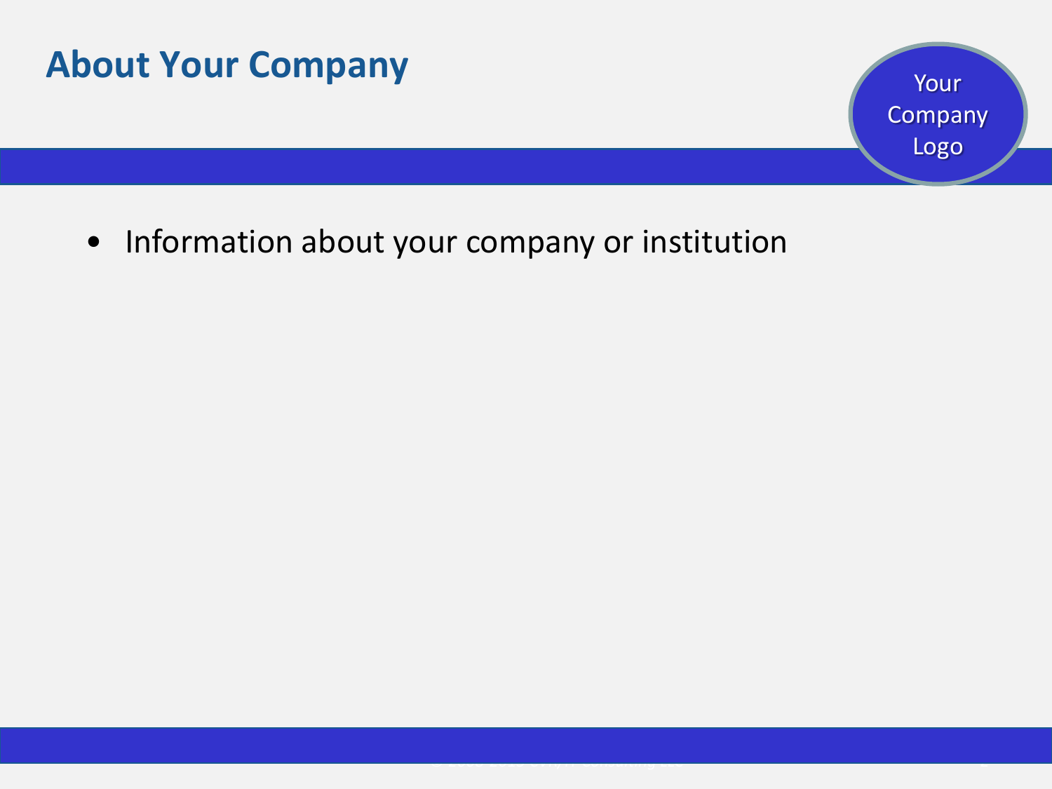# About Your Company

Your Company Logo

- Information about your company or institution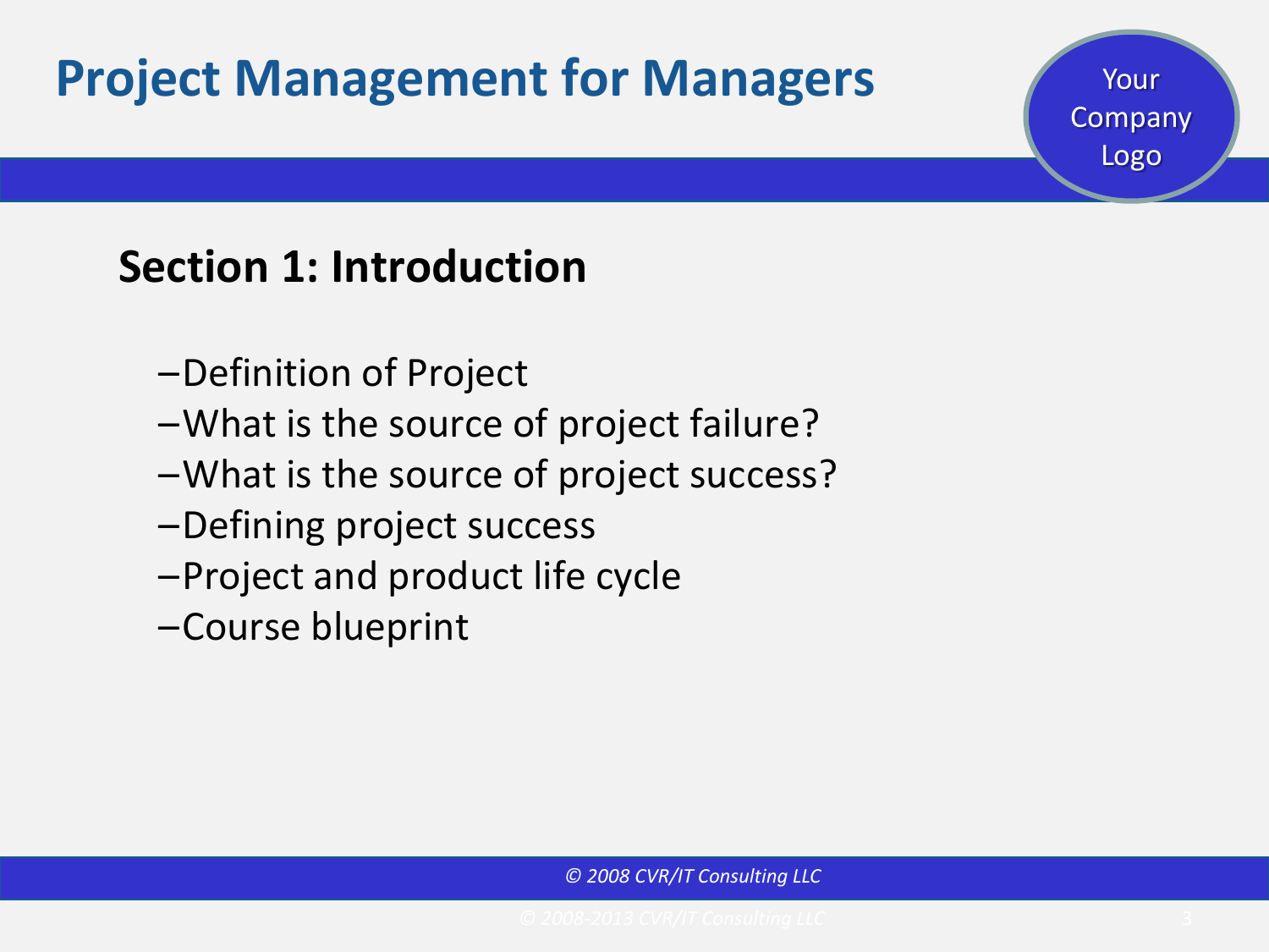# Project Management for Managers

## Section 1: Introduction

- Definition of Project
- What is the source of project failure?
- What is the source of project success?
- Defining project success
- Project and product life cycle
- Course blueprint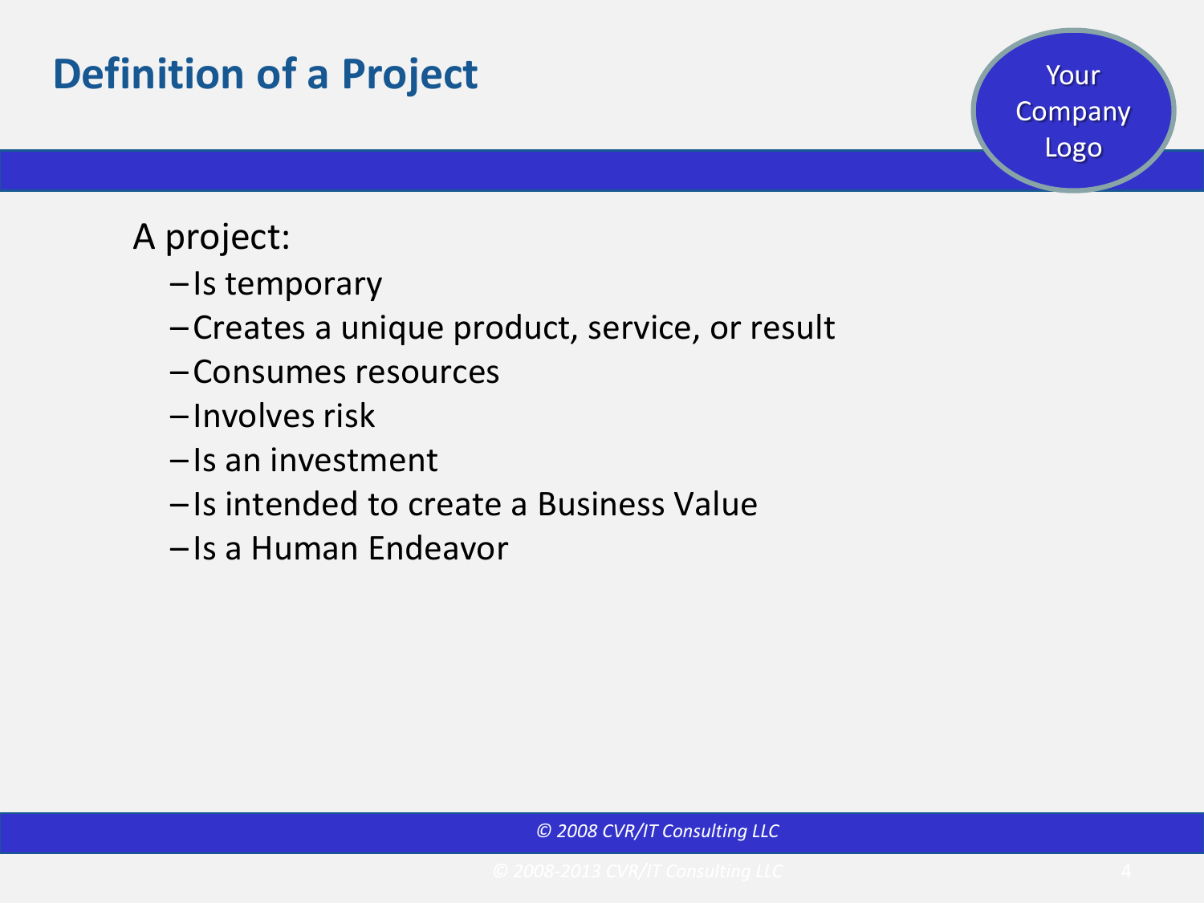# Definition of a Project

A project:

- Is temporary
- Creates a unique product, service, or result
- Consumes resources
- Involves risk
- Is an investment
- Is intended to create a Business Value
- Is a Human Endeavor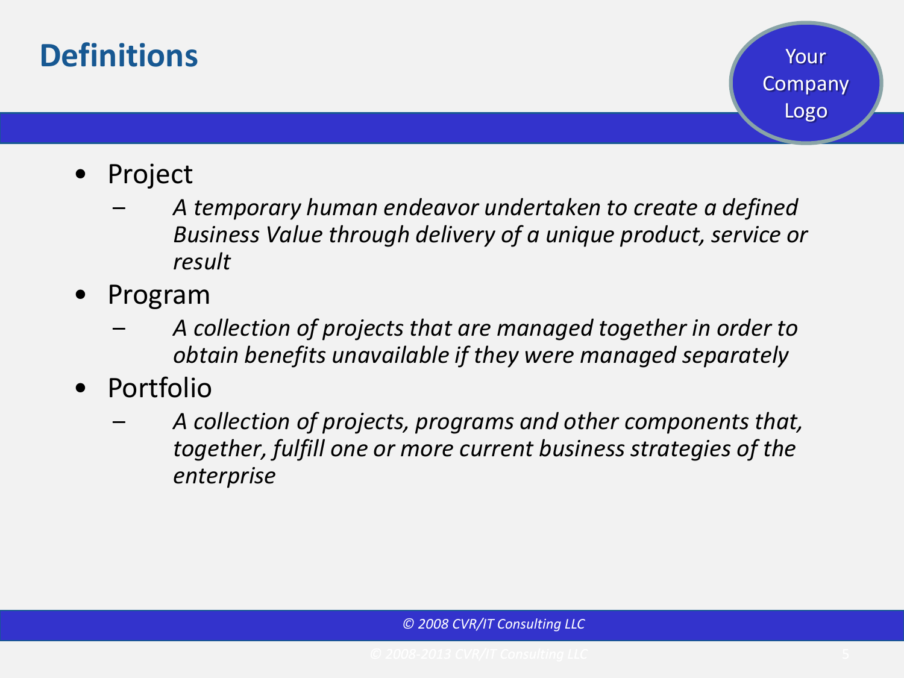# Definitions

- Project
  - *A temporary human endeavor undertaken to create a defined Business Value through delivery of a unique product, service or result*
- Program
  - *A collection of projects that are managed together in order to obtain benefits unavailable if they were managed separately*
- Portfolio
  - *A collection of projects, programs and other components that, together, fulfill one or more current business strategies of the enterprise*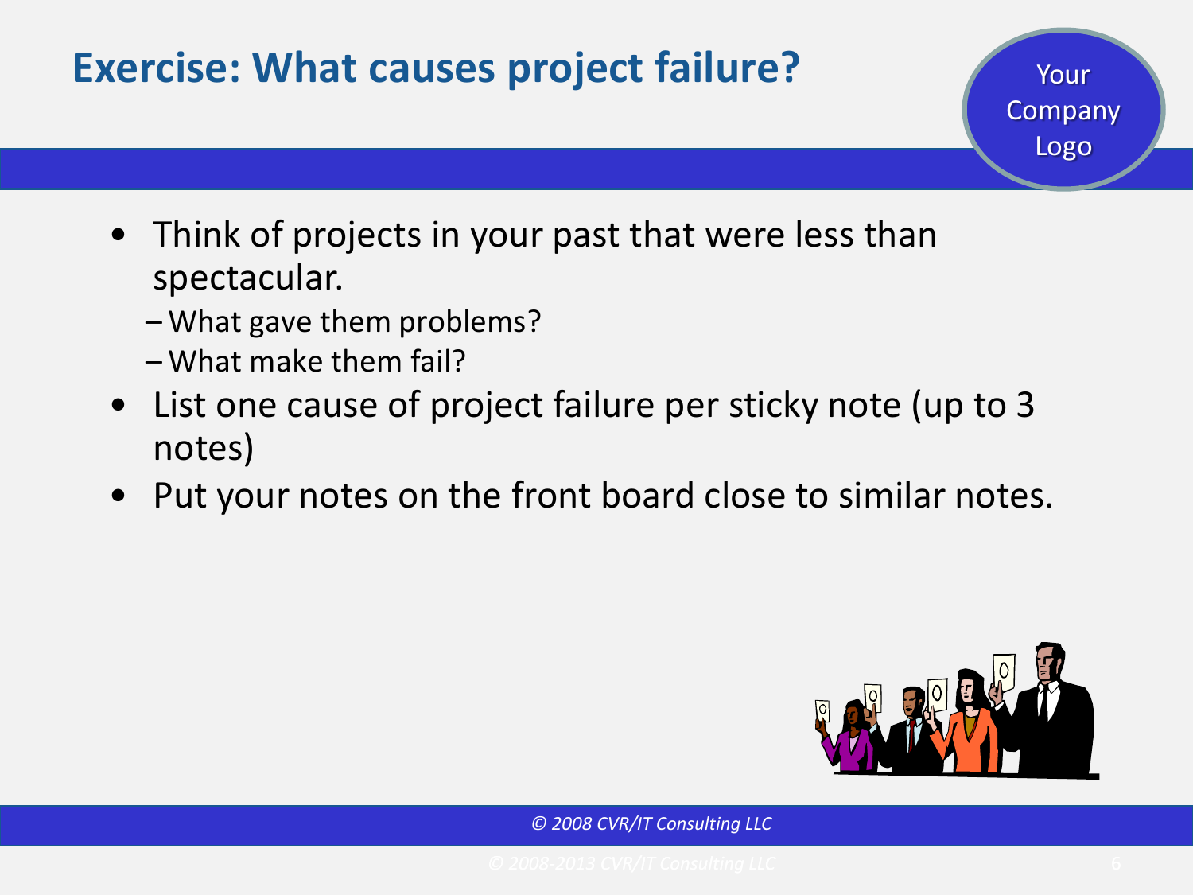# Exercise: What causes project failure?

- Think of projects in your past that were less than spectacular.
  - What gave them problems?
  - What make them fail?
- List one cause of project failure per sticky note (up to 3 notes)
- Put your notes on the front board close to similar notes.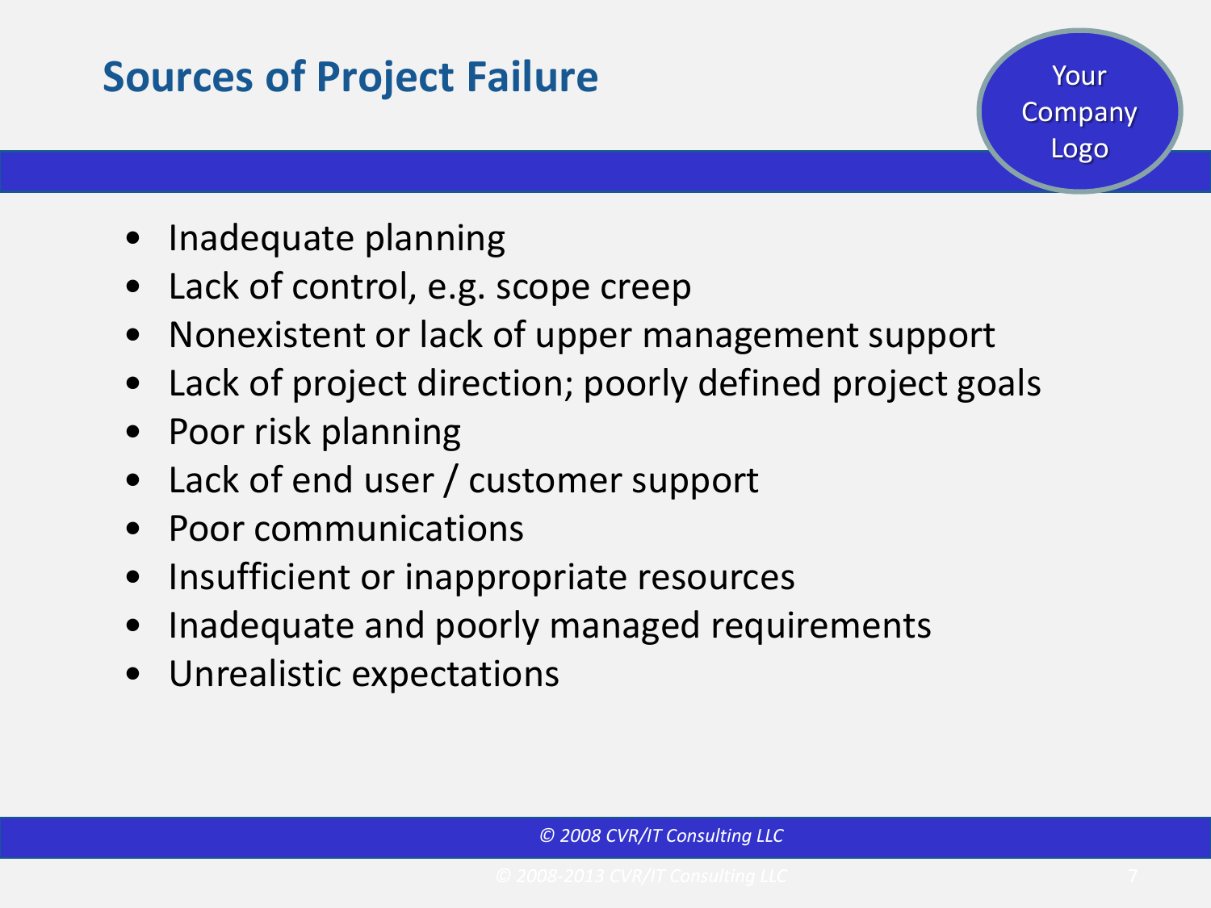# Sources of Project Failure

- Inadequate planning
- Lack of control, e.g. scope creep
- Nonexistent or lack of upper management support
- Lack of project direction; poorly defined project goals
- Poor risk planning
- Lack of end user / customer support
- Poor communications
- Insufficient or inappropriate resources
- Inadequate and poorly managed requirements
- Unrealistic expectations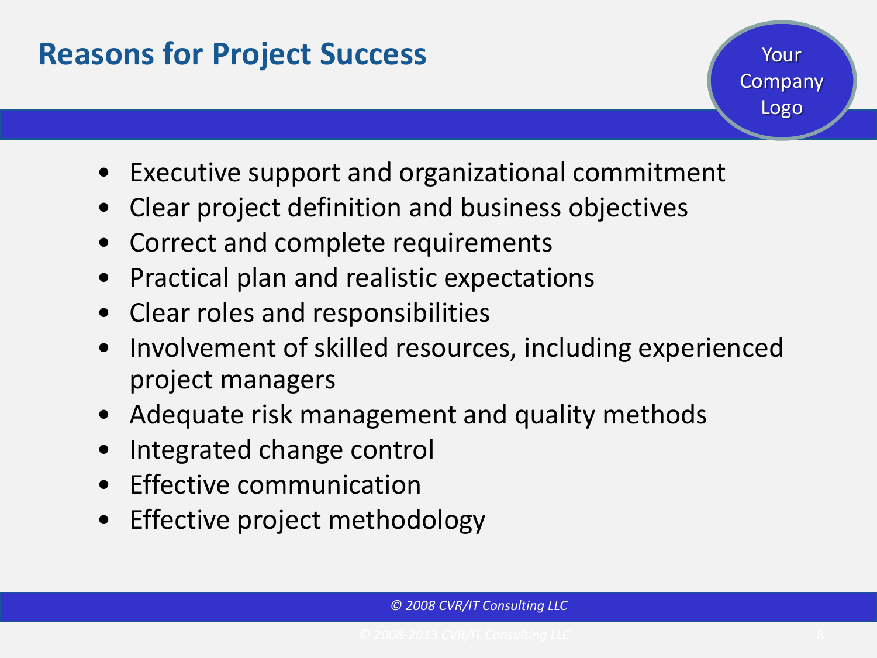# Reasons for Project Success

- Executive support and organizational commitment
- Clear project definition and business objectives
- Correct and complete requirements
- Practical plan and realistic expectations
- Clear roles and responsibilities
- Involvement of skilled resources, including experienced project managers
- Adequate risk management and quality methods
- Integrated change control
- Effective communication
- Effective project methodology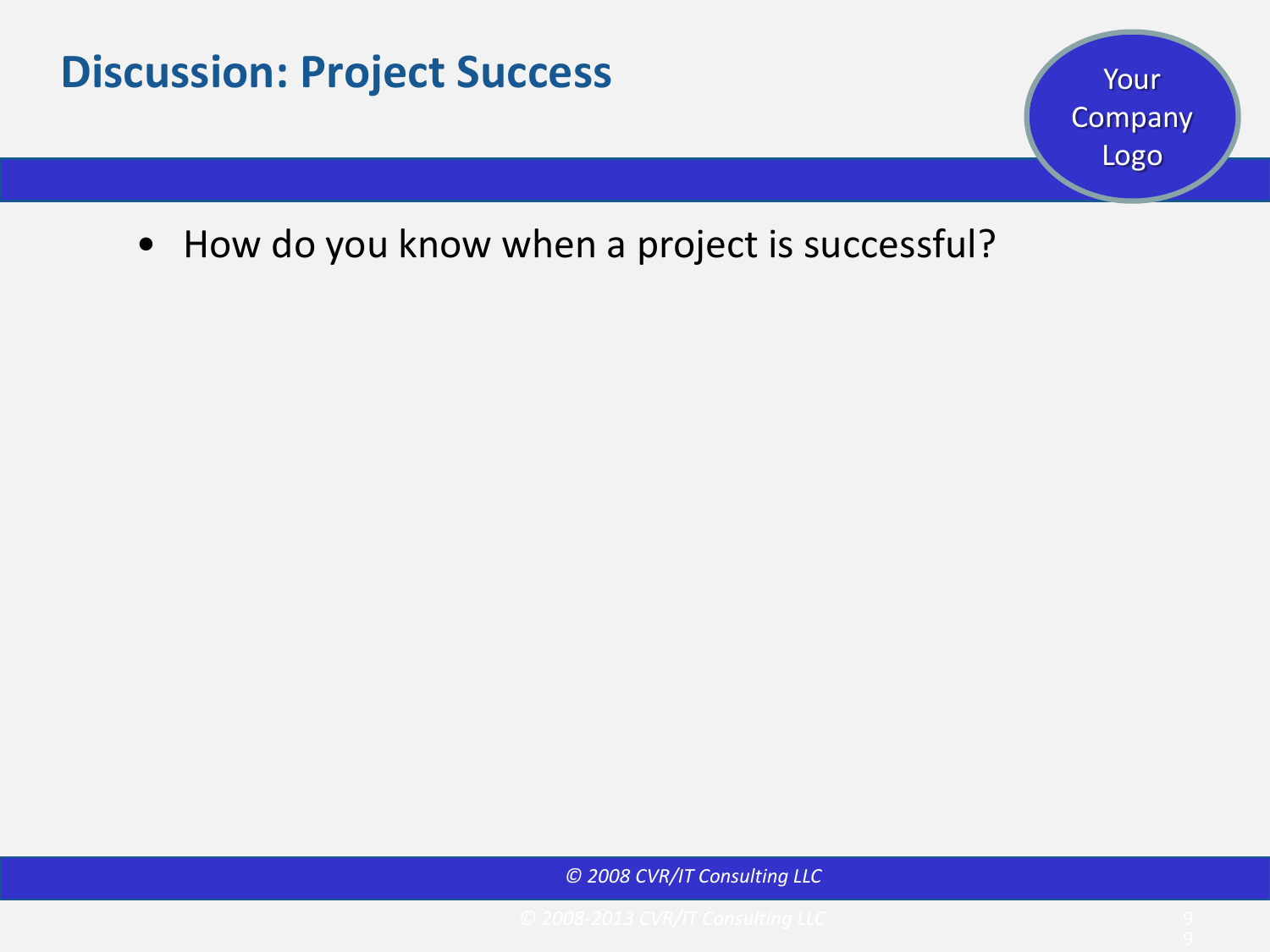# Discussion: Project Success

Your Company Logo

- How do you know when a project is successful?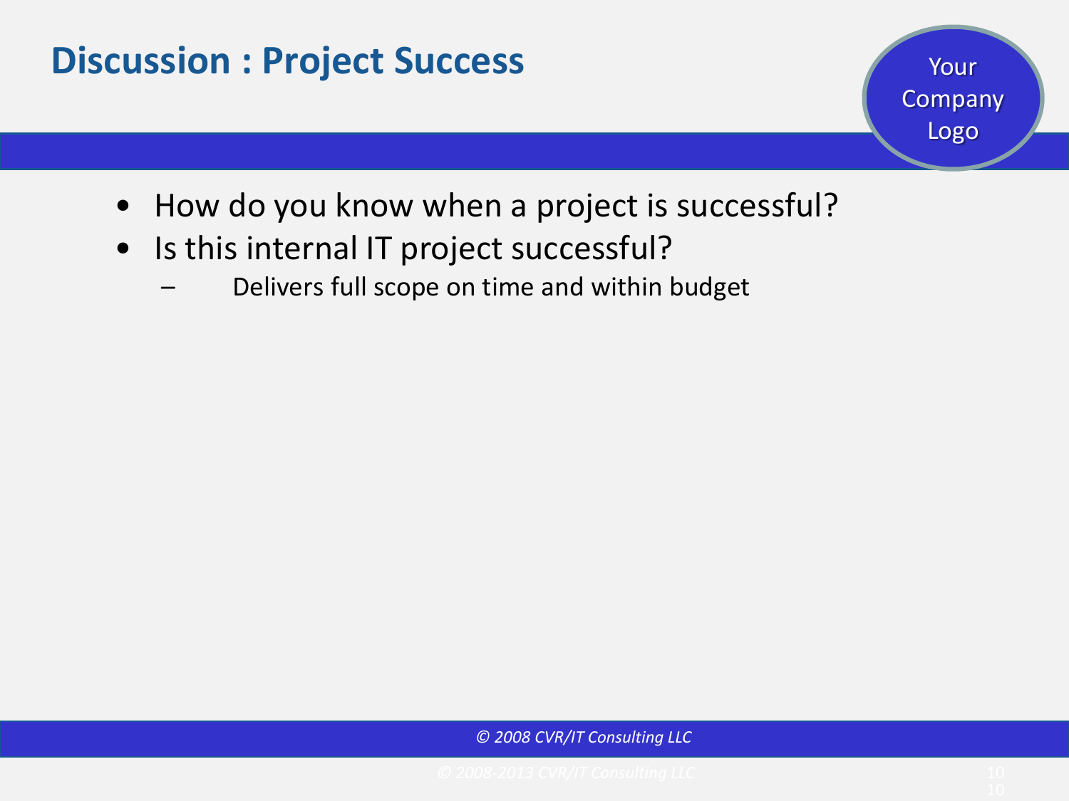# Discussion : Project Success

- How do you know when a project is successful?
- Is this internal IT project successful?
  - Delivers full scope on time and within budget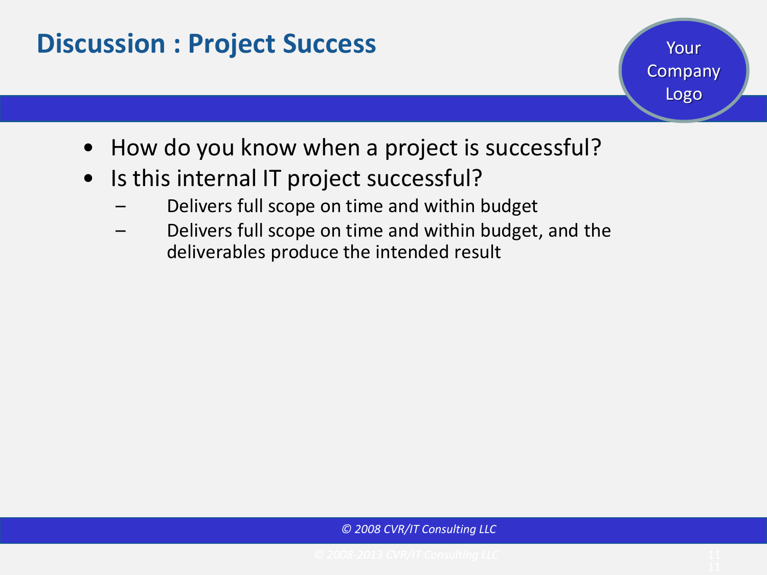# Discussion : Project Success

Your Company Logo

- How do you know when a project is successful?
- Is this internal IT project successful?
  - Delivers full scope on time and within budget
  - Delivers full scope on time and within budget, and the deliverables produce the intended result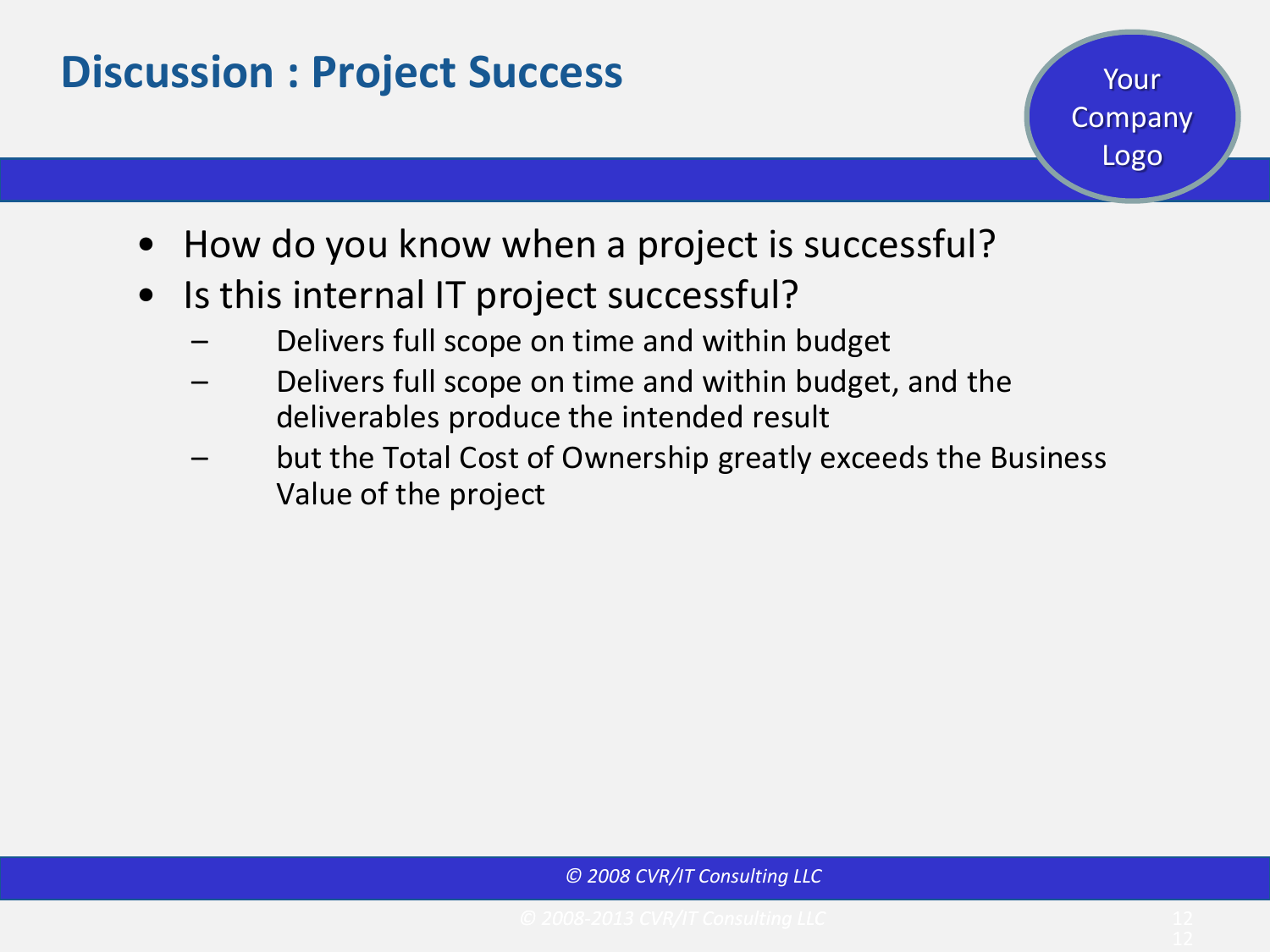# Discussion : Project Success

- How do you know when a project is successful?
- Is this internal IT project successful?
  - Delivers full scope on time and within budget
  - Delivers full scope on time and within budget, and the deliverables produce the intended result
  - but the Total Cost of Ownership greatly exceeds the Business Value of the project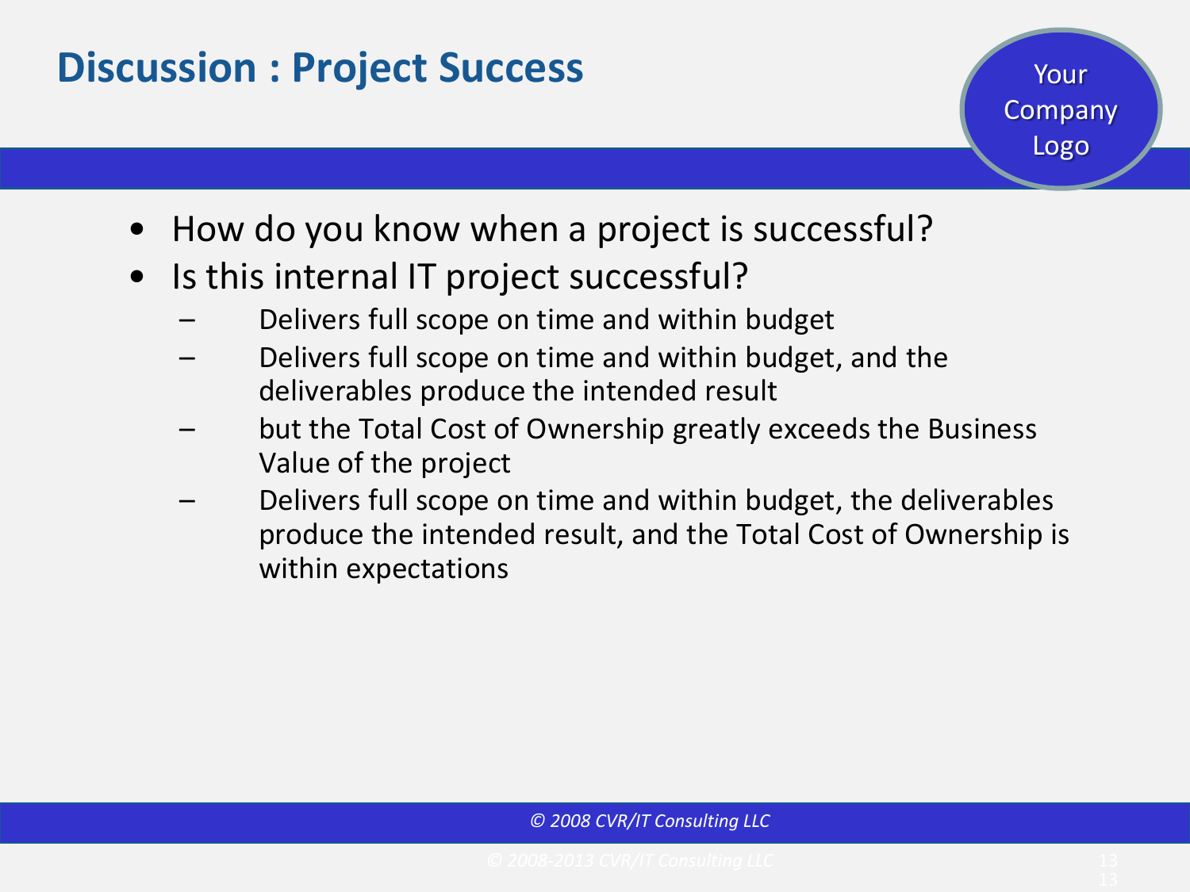# Discussion : Project Success

- How do you know when a project is successful?
- Is this internal IT project successful?
  - Delivers full scope on time and within budget
  - Delivers full scope on time and within budget, and the deliverables produce the intended result
  - but the Total Cost of Ownership greatly exceeds the Business Value of the project
  - Delivers full scope on time and within budget, the deliverables produce the intended result, and the Total Cost of Ownership is within expectations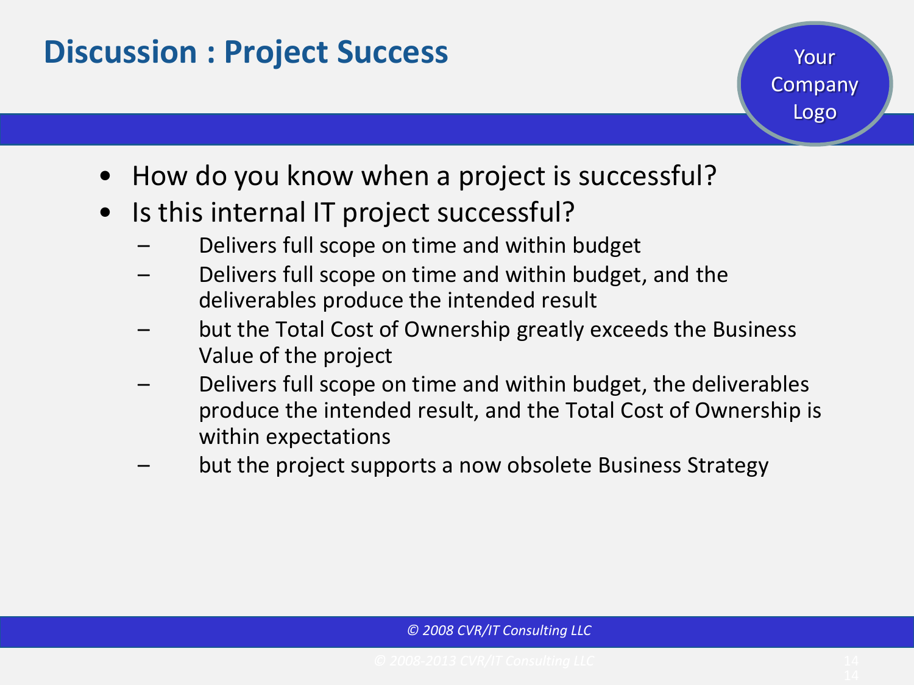# Discussion : Project Success

- How do you know when a project is successful?
- Is this internal IT project successful?
  - Delivers full scope on time and within budget
  - Delivers full scope on time and within budget, and the deliverables produce the intended result
  - but the Total Cost of Ownership greatly exceeds the Business Value of the project
  - Delivers full scope on time and within budget, the deliverables produce the intended result, and the Total Cost of Ownership is within expectations
  - but the project supports a now obsolete Business Strategy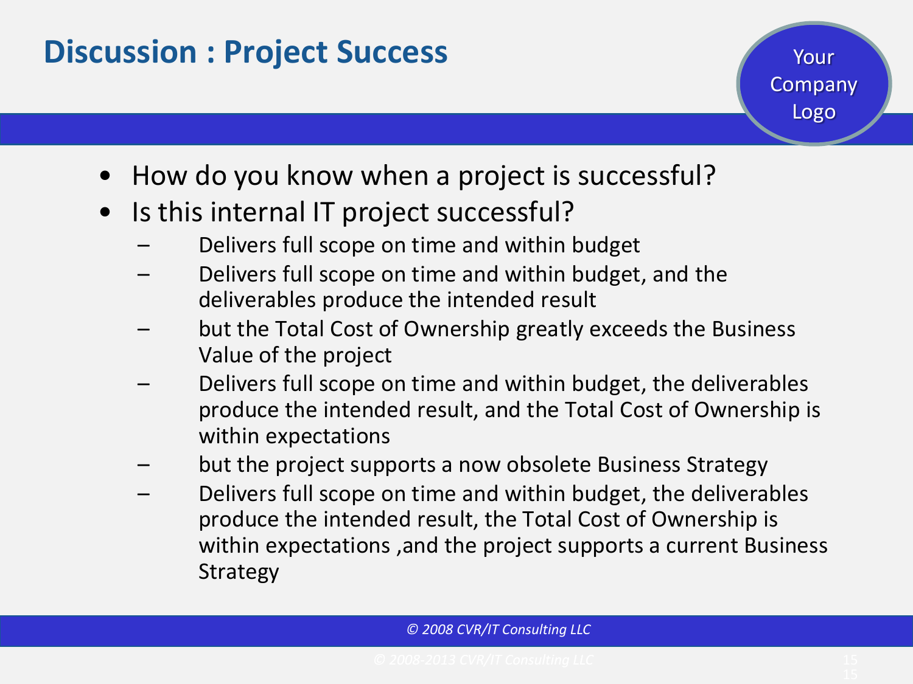# Discussion : Project Success

- How do you know when a project is successful?
- Is this internal IT project successful?
  - Delivers full scope on time and within budget
  - Delivers full scope on time and within budget, and the deliverables produce the intended result
  - but the Total Cost of Ownership greatly exceeds the Business Value of the project
  - Delivers full scope on time and within budget, the deliverables produce the intended result, and the Total Cost of Ownership is within expectations
  - but the project supports a now obsolete Business Strategy
  - Delivers full scope on time and within budget, the deliverables produce the intended result, the Total Cost of Ownership is within expectations ,and the project supports a current Business Strategy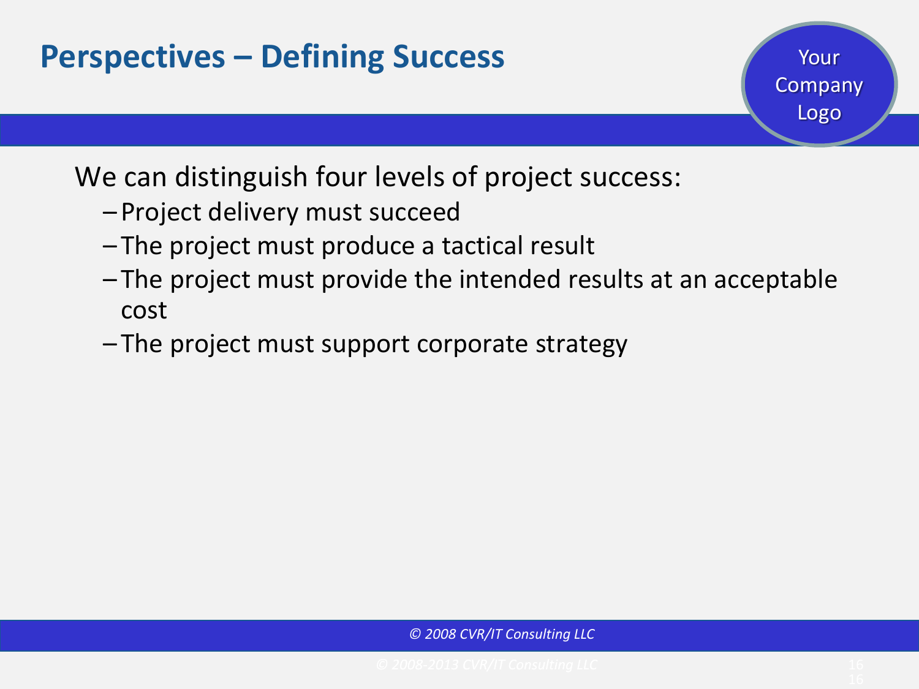# Perspectives – Defining Success

We can distinguish four levels of project success:

- Project delivery must succeed
- The project must produce a tactical result
- The project must provide the intended results at an acceptable cost
- The project must support corporate strategy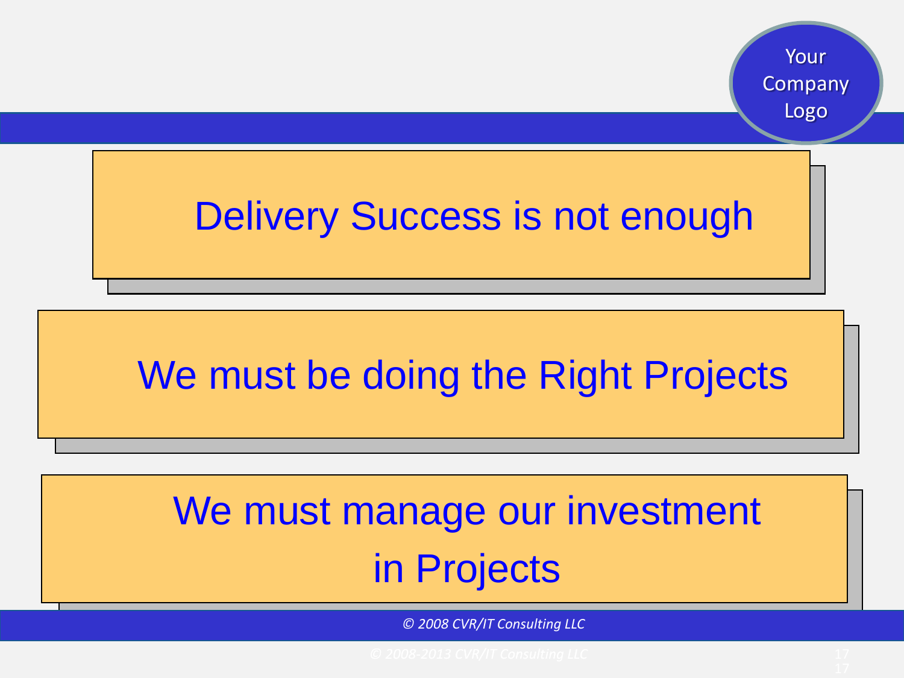Delivery Success is not enough

We must be doing the Right Projects

We must manage our investment in Projects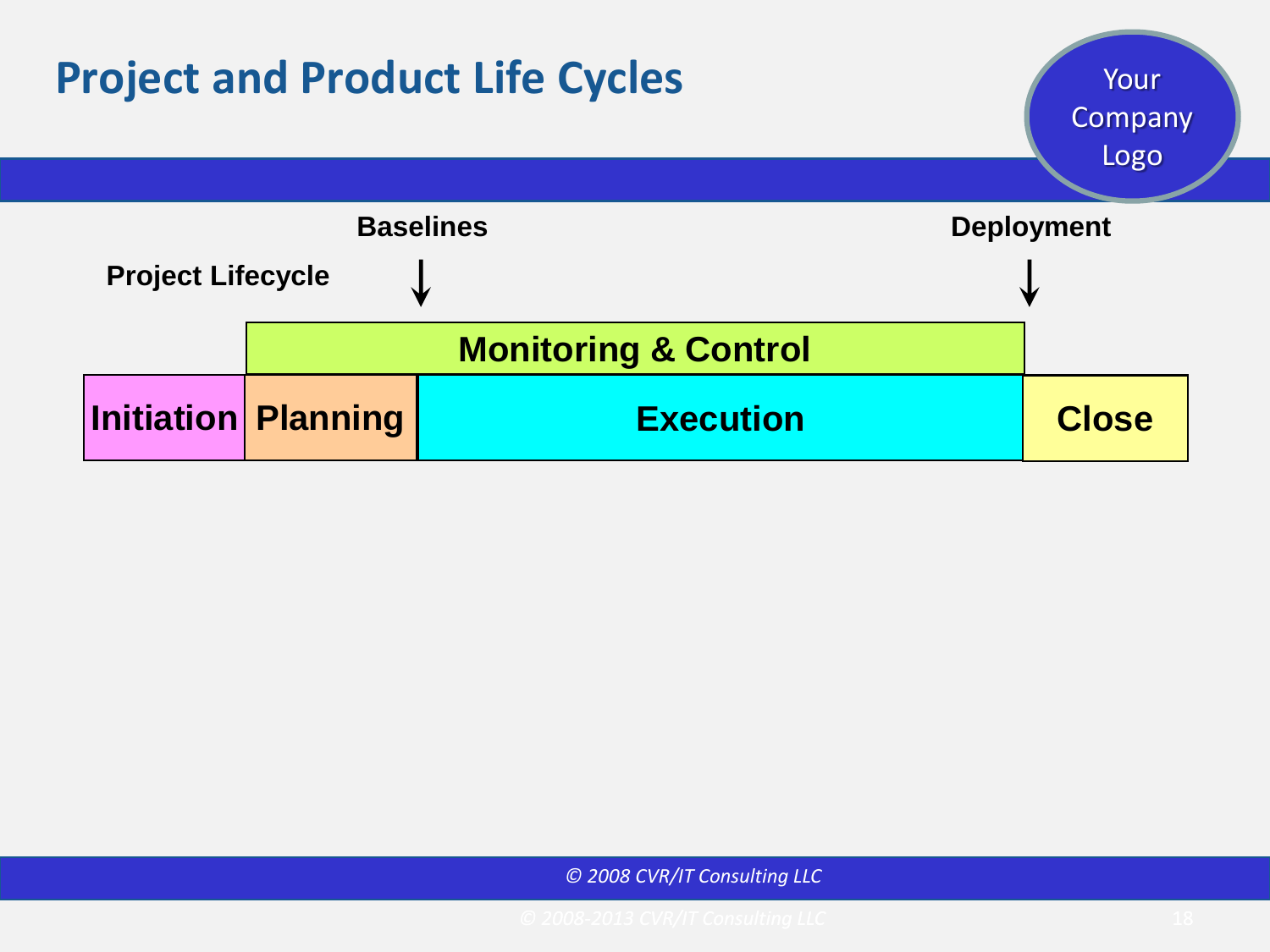# Project and Product Life Cycles

Your Company Logo

**Project Lifecycle**

**Baselines** ↓

**Deployment** ↓

| | **Monitoring & Control** | | |
|---|---|---|---|
| **Initiation** | **Planning** | **Execution** | **Close** |

*© 2008 CVR/IT Consulting LLC*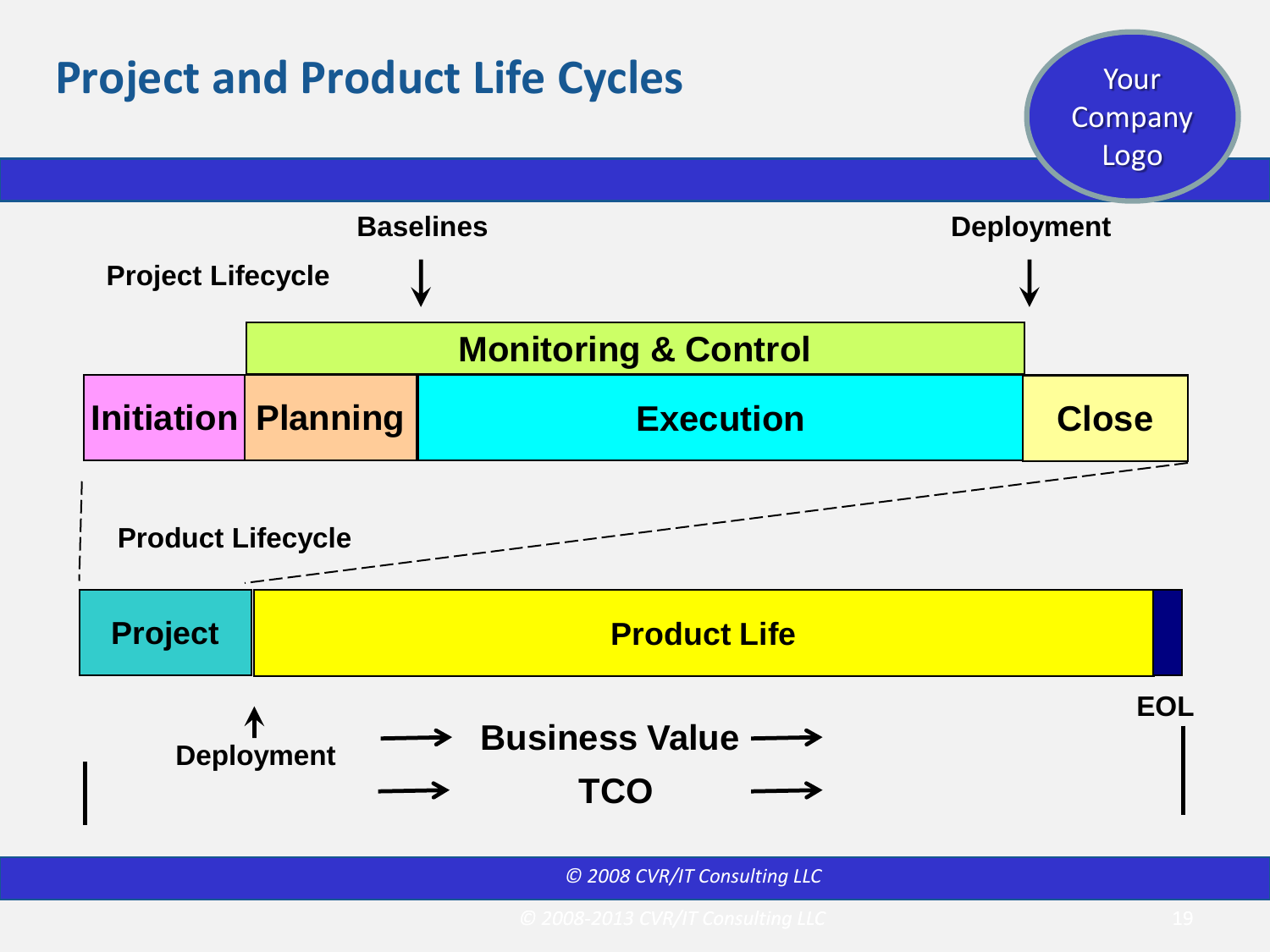# Project and Product Life Cycles

Your Company Logo

Baselines

Deployment

Project Lifecycle

Monitoring & Control

Initiation | Planning | Execution | Close

Product Lifecycle

Project | Product Life

EOL

Deployment

→ Business Value →

→ TCO →

*© 2008 CVR/IT Consulting LLC*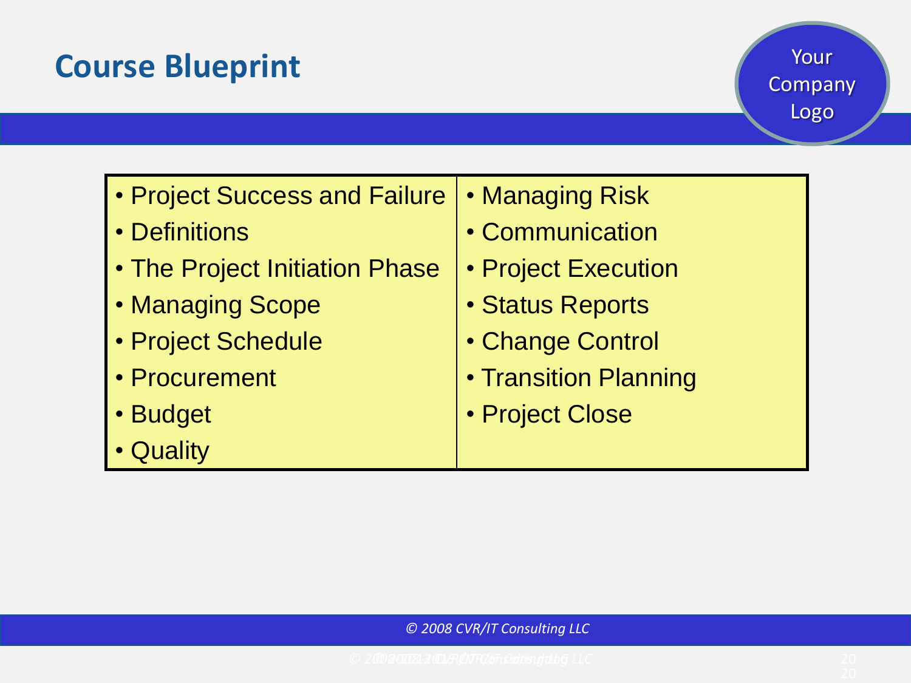## Course Blueprint

Your Company Logo

| | |
|---|---|
| • Project Success and Failure<br>• Definitions<br>• The Project Initiation Phase<br>• Managing Scope<br>• Project Schedule<br>• Procurement<br>• Budget<br>• Quality | • Managing Risk<br>• Communication<br>• Project Execution<br>• Status Reports<br>• Change Control<br>• Transition Planning<br>• Project Close |

*© 2008 CVR/IT Consulting LLC*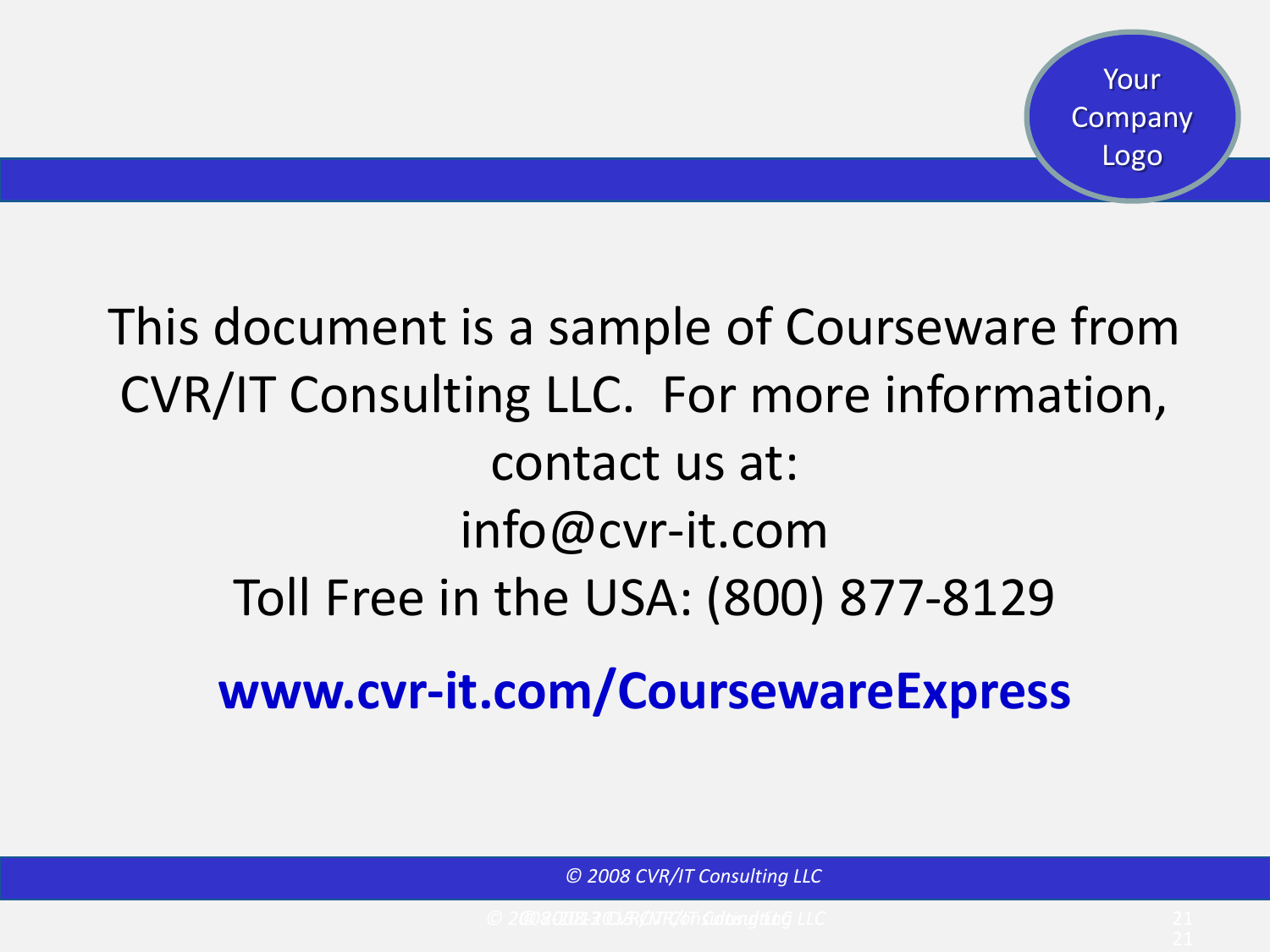Your Company Logo

This document is a sample of Courseware from CVR/IT Consulting LLC. For more information, contact us at:

info@cvr-it.com

Toll Free in the USA: (800) 877-8129

**www.cvr-it.com/CoursewareExpress**